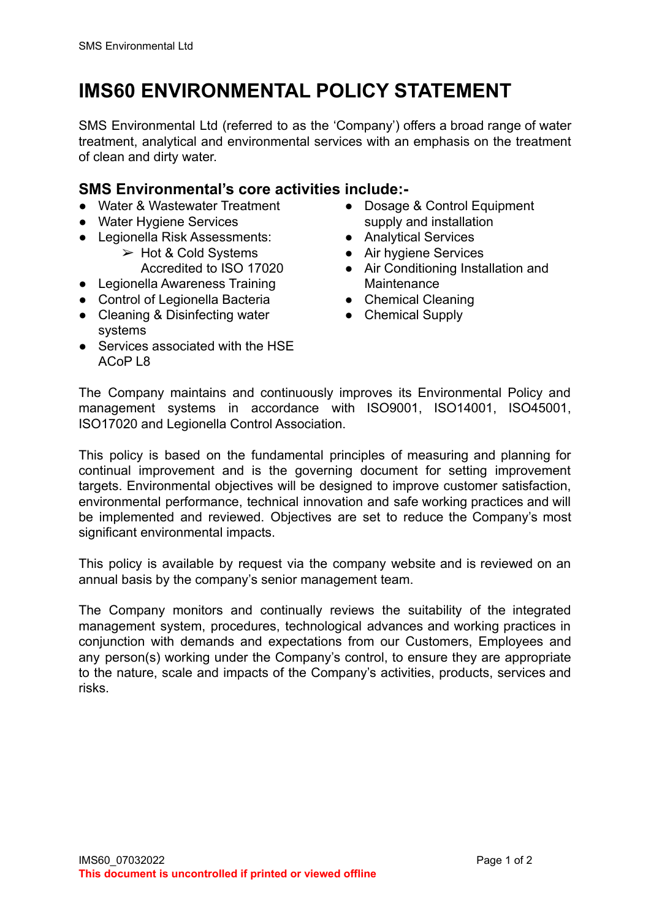# IMS60 ENVIRONMENTAL POLICY STATEMENT

SMS Environmental Ltd (referred to as the 'Company') offers a broad range of water treatment, analytical and environmental services with an emphasis on the treatment of clean and dirty water.

## SMS Environmental's core activities include:-

- Water & Wastewater Treatment
- Water Hygiene Services
- Legionella Risk Assessments:
  - Hot & Cold Systems Accredited to ISO 17020
- Legionella Awareness Training
- Control of Legionella Bacteria
- Cleaning & Disinfecting water systems
- Services associated with the HSE ACoP L8
- Dosage & Control Equipment supply and installation
- Analytical Services
- Air hygiene Services
- Air Conditioning Installation and Maintenance
- Chemical Cleaning
- Chemical Supply

The Company maintains and continuously improves its Environmental Policy and management systems in accordance with ISO9001, ISO14001, ISO45001, ISO17020 and Legionella Control Association.

This policy is based on the fundamental principles of measuring and planning for continual improvement and is the governing document for setting improvement targets. Environmental objectives will be designed to improve customer satisfaction, environmental performance, technical innovation and safe working practices and will be implemented and reviewed. Objectives are set to reduce the Company's most significant environmental impacts.

This policy is available by request via the company website and is reviewed on an annual basis by the company's senior management team.

The Company monitors and continually reviews the suitability of the integrated management system, procedures, technological advances and working practices in conjunction with demands and expectations from our Customers, Employees and any person(s) working under the Company's control, to ensure they are appropriate to the nature, scale and impacts of the Company's activities, products, services and risks.

IMS60_07032022

**This document is uncontrolled if printed or viewed offline**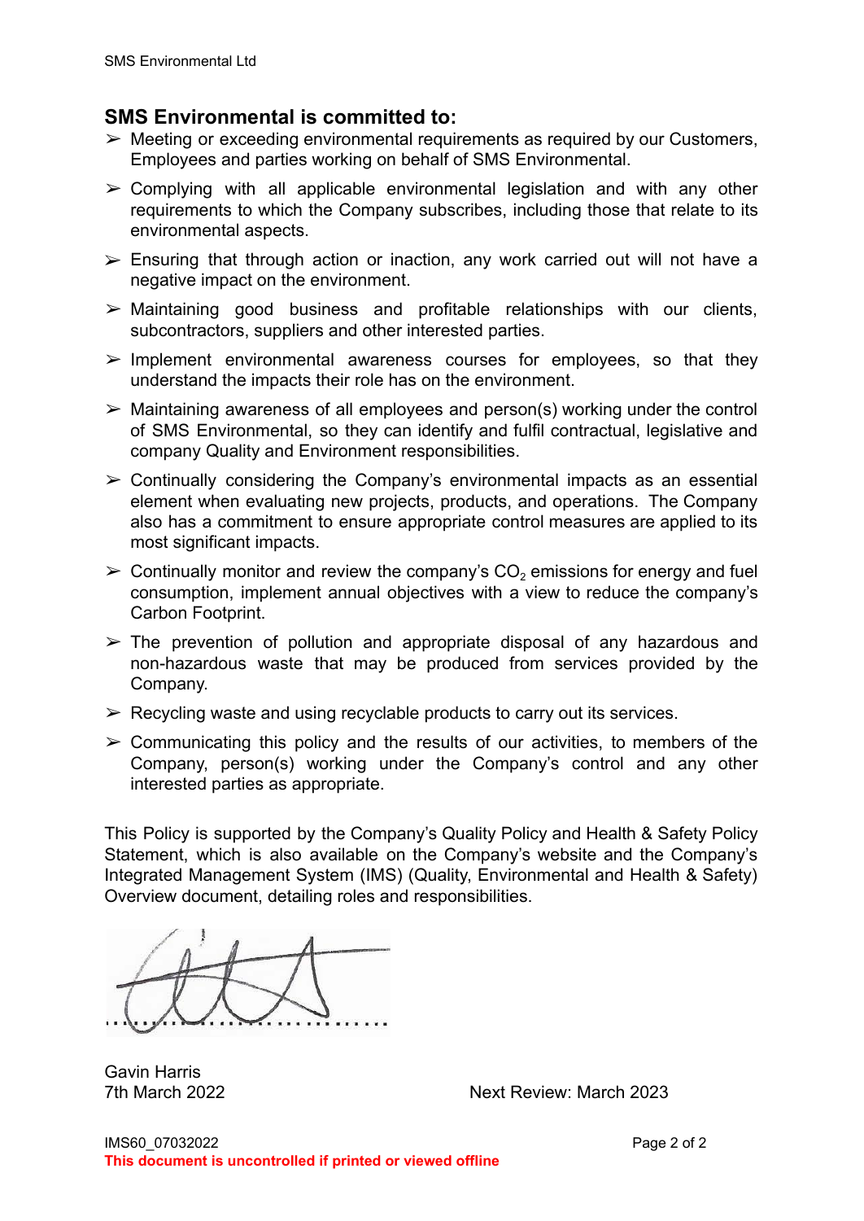## SMS Environmental is committed to:

- Meeting or exceeding environmental requirements as required by our Customers, Employees and parties working on behalf of SMS Environmental.
- Complying with all applicable environmental legislation and with any other requirements to which the Company subscribes, including those that relate to its environmental aspects.
- Ensuring that through action or inaction, any work carried out will not have a negative impact on the environment.
- Maintaining good business and profitable relationships with our clients, subcontractors, suppliers and other interested parties.
- Implement environmental awareness courses for employees, so that they understand the impacts their role has on the environment.
- Maintaining awareness of all employees and person(s) working under the control of SMS Environmental, so they can identify and fulfil contractual, legislative and company Quality and Environment responsibilities.
- Continually considering the Company's environmental impacts as an essential element when evaluating new projects, products, and operations. The Company also has a commitment to ensure appropriate control measures are applied to its most significant impacts.
- Continually monitor and review the company's $CO_2$ emissions for energy and fuel consumption, implement annual objectives with a view to reduce the company's Carbon Footprint.
- The prevention of pollution and appropriate disposal of any hazardous and non-hazardous waste that may be produced from services provided by the Company.
- Recycling waste and using recyclable products to carry out its services.
- Communicating this policy and the results of our activities, to members of the Company, person(s) working under the Company's control and any other interested parties as appropriate.

This Policy is supported by the Company's Quality Policy and Health & Safety Policy Statement, which is also available on the Company's website and the Company's Integrated Management System (IMS) (Quality, Environmental and Health & Safety) Overview document, detailing roles and responsibilities.

Gavin Harris
7th March 2022

Next Review: March 2023

IMS60_07032022

**This document is uncontrolled if printed or viewed offline**